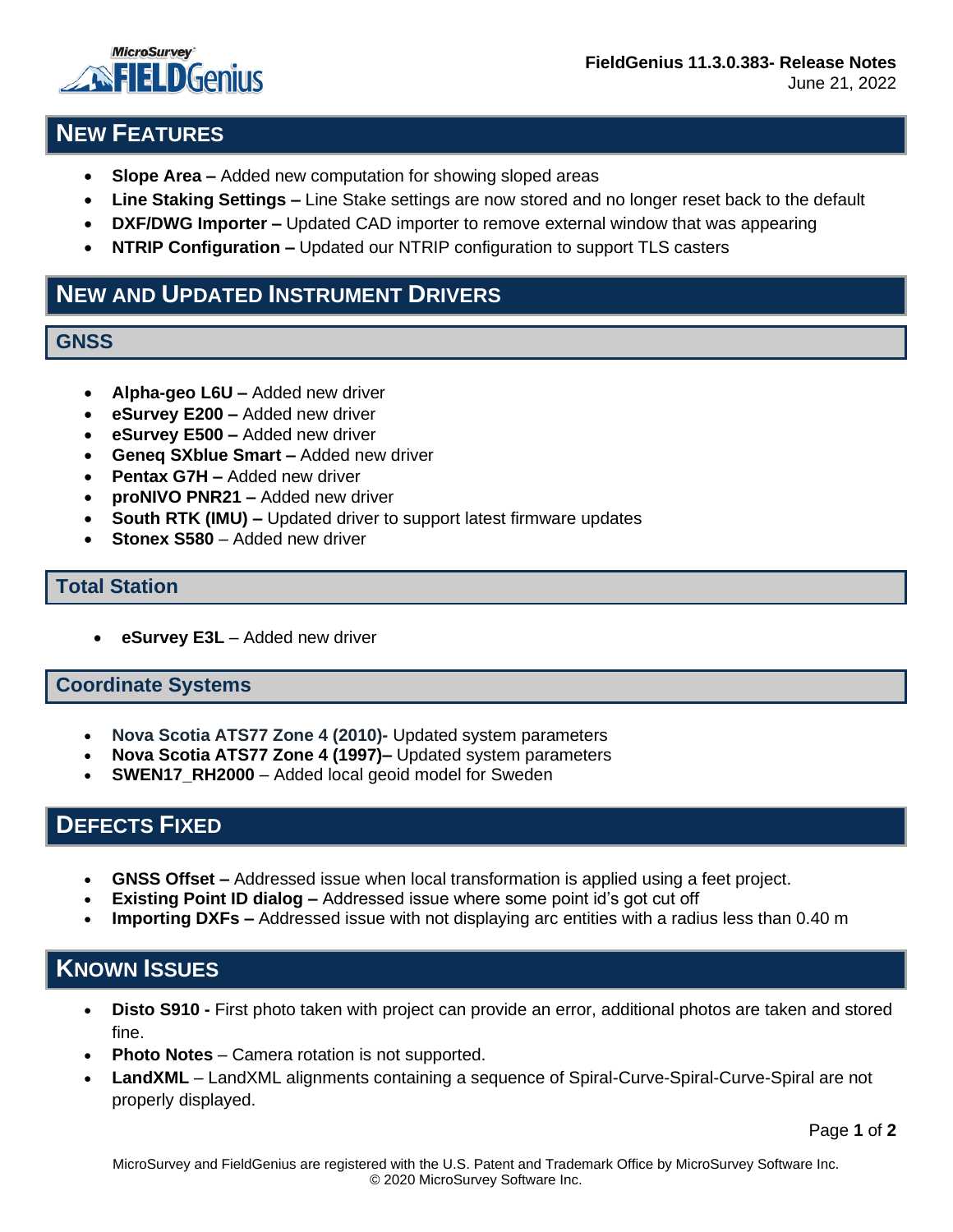**FieldGenius 11.3.0.383- Release Notes**
June 21, 2022

# New Features

- **Slope Area –** Added new computation for showing sloped areas
- **Line Staking Settings –** Line Stake settings are now stored and no longer reset back to the default
- **DXF/DWG Importer –** Updated CAD importer to remove external window that was appearing
- **NTRIP Configuration –** Updated our NTRIP configuration to support TLS casters

# New and Updated Instrument Drivers

## GNSS

- **Alpha-geo L6U –** Added new driver
- **eSurvey E200 –** Added new driver
- **eSurvey E500 –** Added new driver
- **Geneq SXblue Smart –** Added new driver
- **Pentax G7H –** Added new driver
- **proNIVO PNR21 –** Added new driver
- **South RTK (IMU) –** Updated driver to support latest firmware updates
- **Stonex S580** – Added new driver

## Total Station

- **eSurvey E3L** – Added new driver

## Coordinate Systems

- **Nova Scotia ATS77 Zone 4 (2010)-** Updated system parameters
- **Nova Scotia ATS77 Zone 4 (1997)–** Updated system parameters
- **SWEN17_RH2000** – Added local geoid model for Sweden

# Defects Fixed

- **GNSS Offset –** Addressed issue when local transformation is applied using a feet project.
- **Existing Point ID dialog –** Addressed issue where some point id's got cut off
- **Importing DXFs –** Addressed issue with not displaying arc entities with a radius less than 0.40 m

# Known Issues

- **Disto S910 -** First photo taken with project can provide an error, additional photos are taken and stored fine.
- **Photo Notes** – Camera rotation is not supported.
- **LandXML** – LandXML alignments containing a sequence of Spiral-Curve-Spiral-Curve-Spiral are not properly displayed.

MicroSurvey and FieldGenius are registered with the U.S. Patent and Trademark Office by MicroSurvey Software Inc.
© 2020 MicroSurvey Software Inc.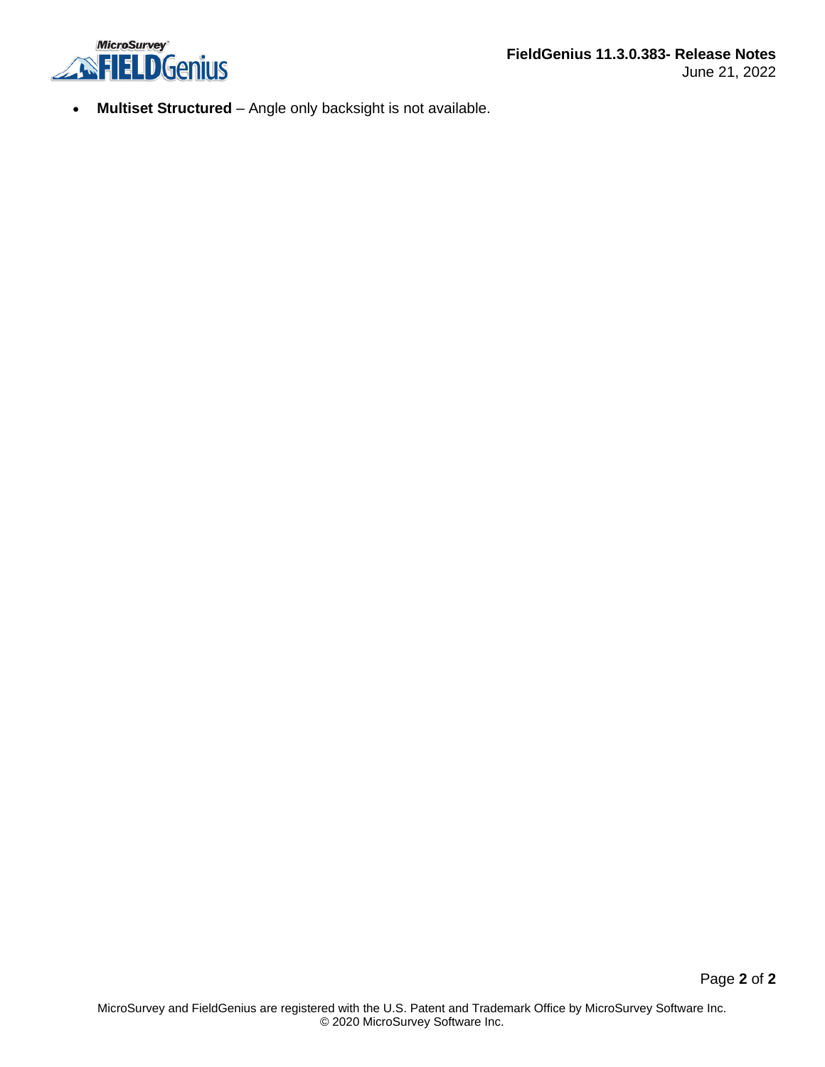- **Multiset Structured** – Angle only backsight is not available.